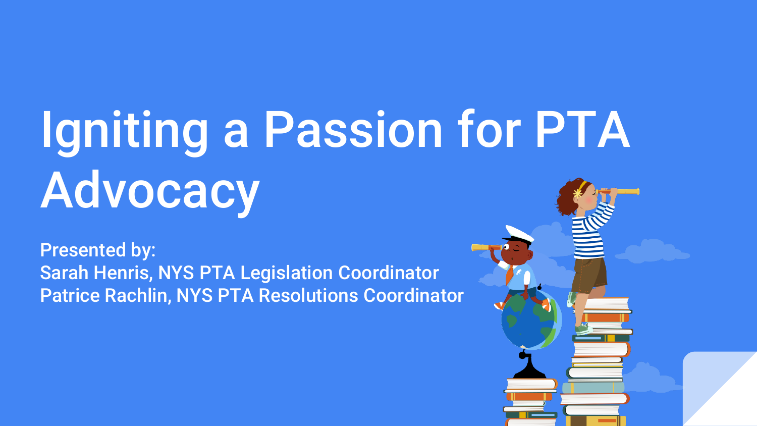# Igniting a Passion for PTA Advocacy

**Presented by:**
**Sarah Henris, NYS PTA Legislation Coordinator**
**Patrice Rachlin, NYS PTA Resolutions Coordinator**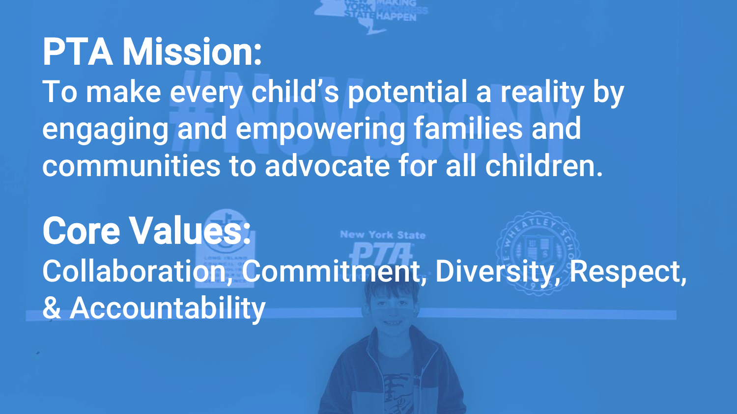# PTA Mission:

To make every child's potential a reality by engaging and empowering families and communities to advocate for all children.

# Core Values:

Collaboration, Commitment, Diversity, Respect, & Accountability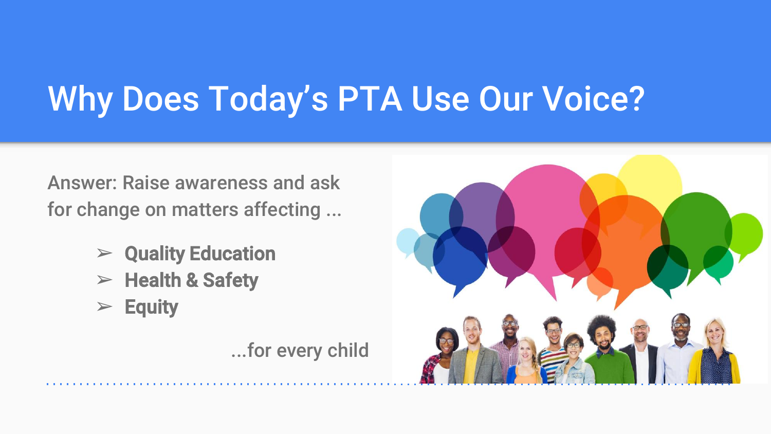# Why Does Today's PTA Use Our Voice?

Answer: Raise awareness and ask for change on matters affecting ...

- **Quality Education**
- **Health & Safety**
- **Equity**

...for every child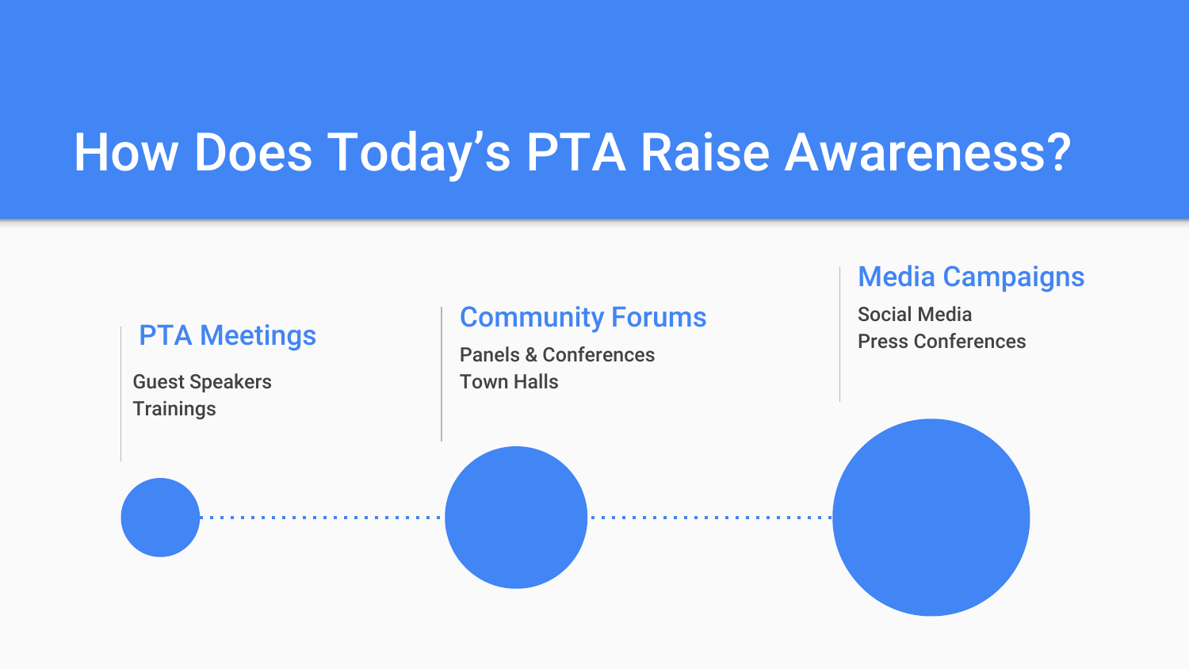# How Does Today's PTA Raise Awareness?

### PTA Meetings

- Guest Speakers
- Trainings

### Community Forums

- Panels & Conferences
- Town Halls

### Media Campaigns

- Social Media
- Press Conferences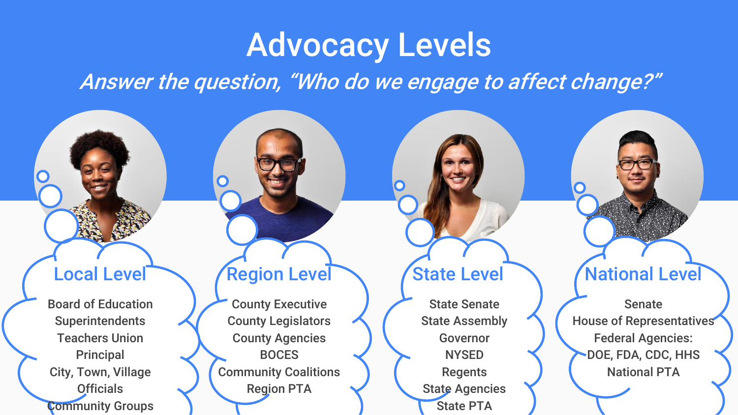# Advocacy Levels

*Answer the question, "Who do we engage to affect change?"*

## Local Level

Board of Education
Superintendents
Teachers Union
Principal
City, Town, Village Officials
Community Groups

## Region Level

County Executive
County Legislators
County Agencies
BOCES
Community Coalitions
Region PTA

## State Level

State Senate
State Assembly
Governor
NYSED
Regents
State Agencies
State PTA

## National Level

Senate
House of Representatives
Federal Agencies:
DOE, FDA, CDC, HHS
National PTA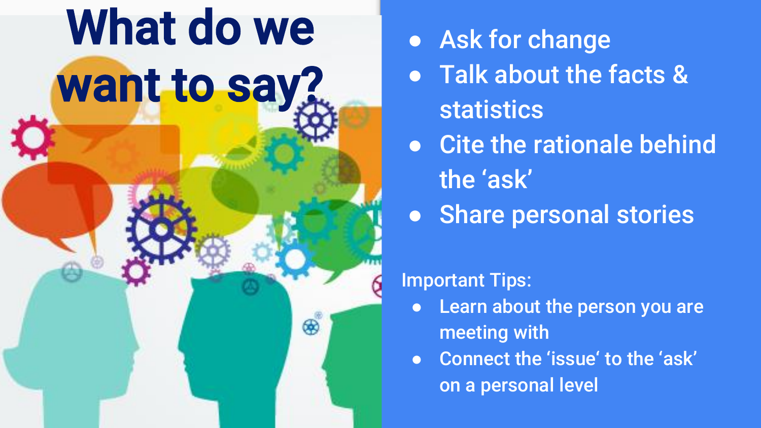# What do we want to say?

- Ask for change
- Talk about the facts & statistics
- Cite the rationale behind the 'ask'
- Share personal stories

Important Tips:

- Learn about the person you are meeting with
- Connect the 'issue' to the 'ask' on a personal level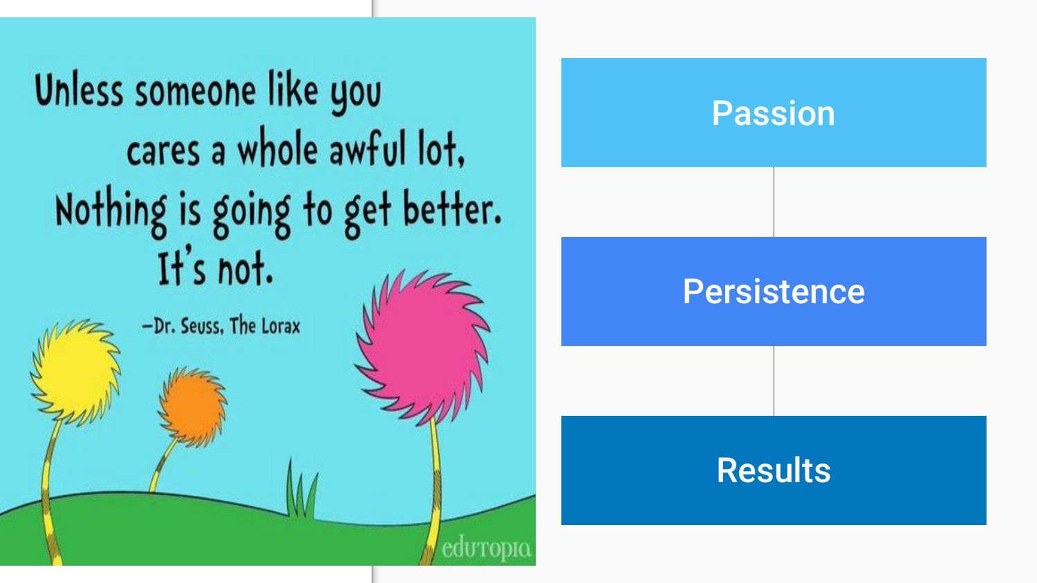Unless someone like you cares a whole awful lot,
Nothing is going to get better.
It's not.

–Dr. Seuss, The Lorax

edutopia

Passion

Persistence

Results